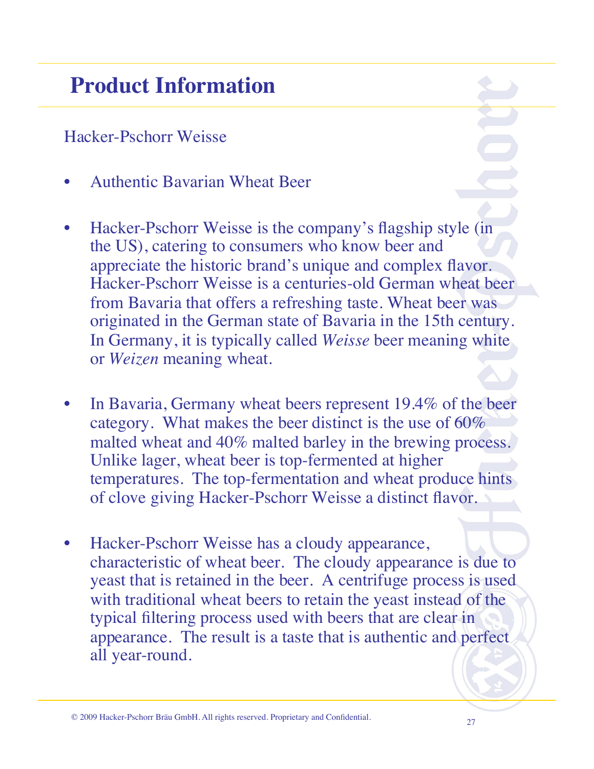# Product Information

Hacker-Pschorr Weisse

- Authentic Bavarian Wheat Beer

- Hacker-Pschorr Weisse is the company's flagship style (in the US), catering to consumers who know beer and appreciate the historic brand's unique and complex flavor. Hacker-Pschorr Weisse is a centuries-old German wheat beer from Bavaria that offers a refreshing taste. Wheat beer was originated in the German state of Bavaria in the 15th century. In Germany, it is typically called *Weisse* beer meaning white or *Weizen* meaning wheat.

- In Bavaria, Germany wheat beers represent 19.4% of the beer category. What makes the beer distinct is the use of 60% malted wheat and 40% malted barley in the brewing process. Unlike lager, wheat beer is top-fermented at higher temperatures. The top-fermentation and wheat produce hints of clove giving Hacker-Pschorr Weisse a distinct flavor.

- Hacker-Pschorr Weisse has a cloudy appearance, characteristic of wheat beer. The cloudy appearance is due to yeast that is retained in the beer. A centrifuge process is used with traditional wheat beers to retain the yeast instead of the typical filtering process used with beers that are clear in appearance. The result is a taste that is authentic and perfect all year-round.

© 2009 Hacker-Pschorr Bräu GmbH. All rights reserved. Proprietary and Confidential.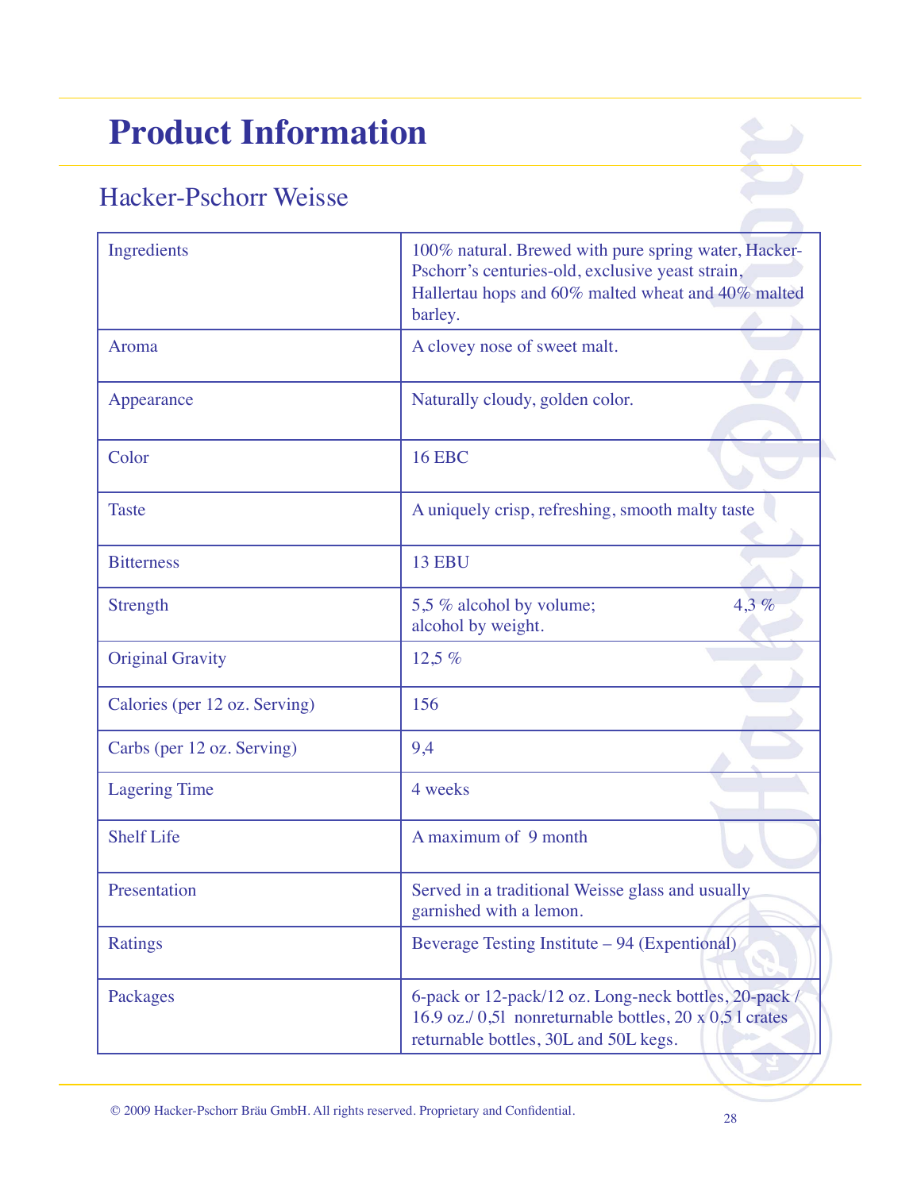# Product Information

## Hacker-Pschorr Weisse

| | |
|---|---|
| Ingredients | 100% natural. Brewed with pure spring water, Hacker-Pschorr's centuries-old, exclusive yeast strain, Hallertau hops and 60% malted wheat and 40% malted barley. |
| Aroma | A clovey nose of sweet malt. |
| Appearance | Naturally cloudy, golden color. |
| Color | 16 EBC |
| Taste | A uniquely crisp, refreshing, smooth malty taste |
| Bitterness | 13 EBU |
| Strength | 5,5 % alcohol by volume; 4,3 % alcohol by weight. |
| Original Gravity | 12,5 % |
| Calories (per 12 oz. Serving) | 156 |
| Carbs (per 12 oz. Serving) | 9,4 |
| Lagering Time | 4 weeks |
| Shelf Life | A maximum of 9 month |
| Presentation | Served in a traditional Weisse glass and usually garnished with a lemon. |
| Ratings | Beverage Testing Institute – 94 (Expentional) |
| Packages | 6-pack or 12-pack/12 oz. Long-neck bottles, 20-pack / 16.9 oz./ 0,5l nonreturnable bottles, 20 x 0,5 l crates returnable bottles, 30L and 50L kegs. |

© 2009 Hacker-Pschorr Bräu GmbH. All rights reserved. Proprietary and Confidential.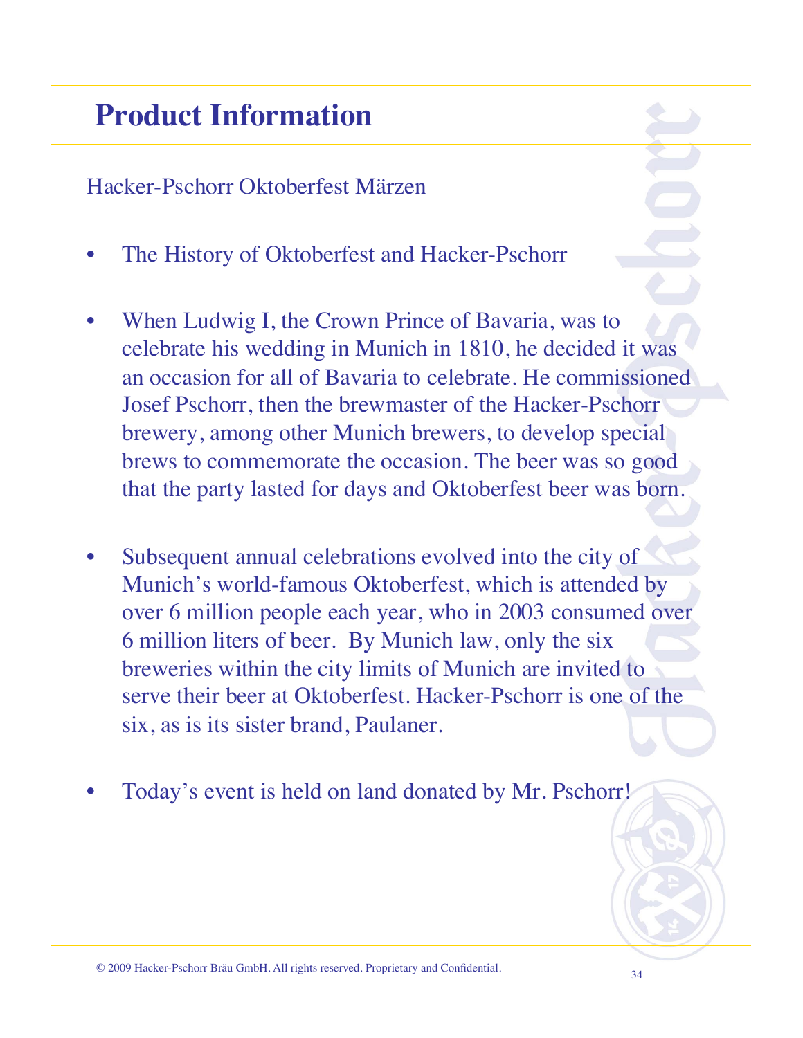# Product Information

Hacker-Pschorr Oktoberfest Märzen

- The History of Oktoberfest and Hacker-Pschorr
- When Ludwig I, the Crown Prince of Bavaria, was to celebrate his wedding in Munich in 1810, he decided it was an occasion for all of Bavaria to celebrate. He commissioned Josef Pschorr, then the brewmaster of the Hacker-Pschorr brewery, among other Munich brewers, to develop special brews to commemorate the occasion. The beer was so good that the party lasted for days and Oktoberfest beer was born.
- Subsequent annual celebrations evolved into the city of Munich's world-famous Oktoberfest, which is attended by over 6 million people each year, who in 2003 consumed over 6 million liters of beer. By Munich law, only the six breweries within the city limits of Munich are invited to serve their beer at Oktoberfest. Hacker-Pschorr is one of the six, as is its sister brand, Paulaner.
- Today's event is held on land donated by Mr. Pschorr!

© 2009 Hacker-Pschorr Bräu GmbH. All rights reserved. Proprietary and Confidential.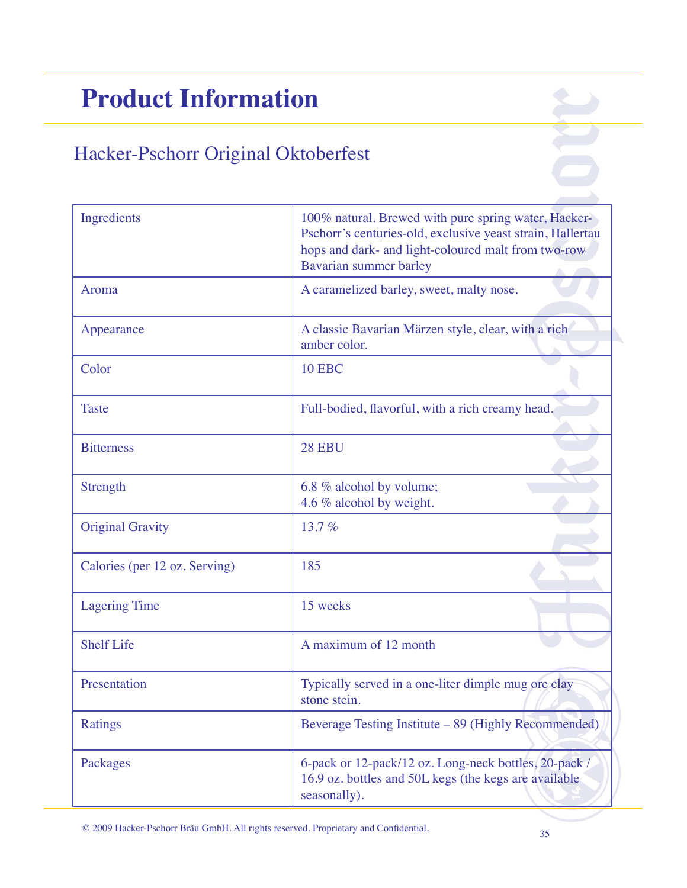# Product Information

## Hacker-Pschorr Original Oktoberfest

| | |
|---|---|
| Ingredients | 100% natural. Brewed with pure spring water, Hacker-Pschorr's centuries-old, exclusive yeast strain, Hallertau hops and dark- and light-coloured malt from two-row Bavarian summer barley |
| Aroma | A caramelized barley, sweet, malty nose. |
| Appearance | A classic Bavarian Märzen style, clear, with a rich amber color. |
| Color | 10 EBC |
| Taste | Full-bodied, flavorful, with a rich creamy head. |
| Bitterness | 28 EBU |
| Strength | 6.8 % alcohol by volume;<br>4.6 % alcohol by weight. |
| Original Gravity | 13.7 % |
| Calories (per 12 oz. Serving) | 185 |
| Lagering Time | 15 weeks |
| Shelf Life | A maximum of 12 month |
| Presentation | Typically served in a one-liter dimple mug ore clay stone stein. |
| Ratings | Beverage Testing Institute – 89 (Highly Recommended) |
| Packages | 6-pack or 12-pack/12 oz. Long-neck bottles, 20-pack / 16.9 oz. bottles and 50L kegs (the kegs are available seasonally). |

© 2009 Hacker-Pschorr Bräu GmbH. All rights reserved. Proprietary and Confidential.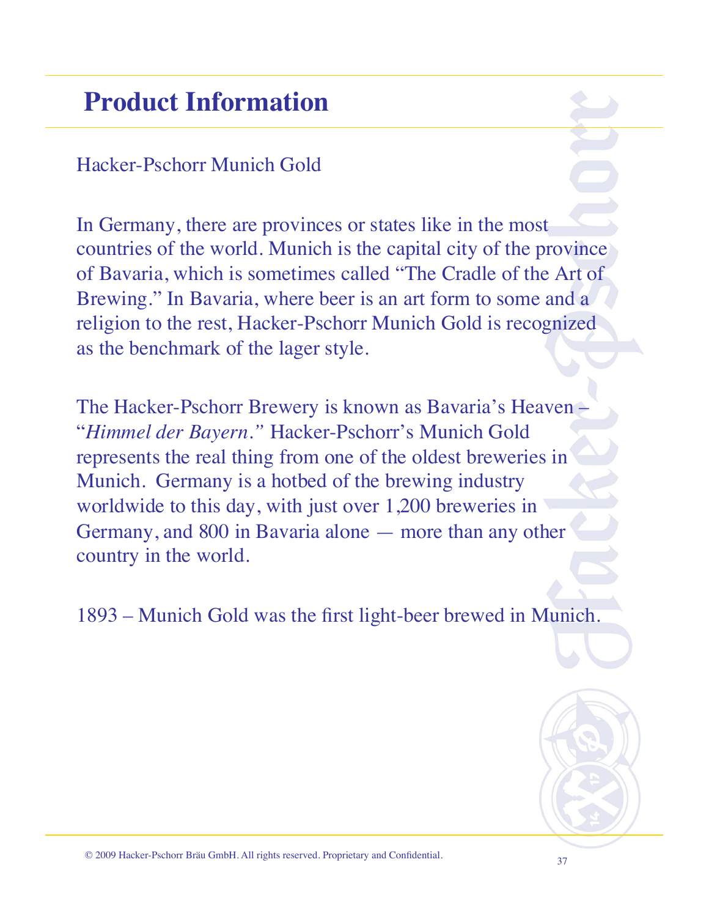# Product Information

Hacker-Pschorr Munich Gold

In Germany, there are provinces or states like in the most countries of the world. Munich is the capital city of the province of Bavaria, which is sometimes called "The Cradle of the Art of Brewing." In Bavaria, where beer is an art form to some and a religion to the rest, Hacker-Pschorr Munich Gold is recognized as the benchmark of the lager style.

The Hacker-Pschorr Brewery is known as Bavaria's Heaven – "*Himmel der Bayern*." Hacker-Pschorr's Munich Gold represents the real thing from one of the oldest breweries in Munich. Germany is a hotbed of the brewing industry worldwide to this day, with just over 1,200 breweries in Germany, and 800 in Bavaria alone — more than any other country in the world.

1893 – Munich Gold was the first light-beer brewed in Munich.

© 2009 Hacker-Pschorr Bräu GmbH. All rights reserved. Proprietary and Confidential.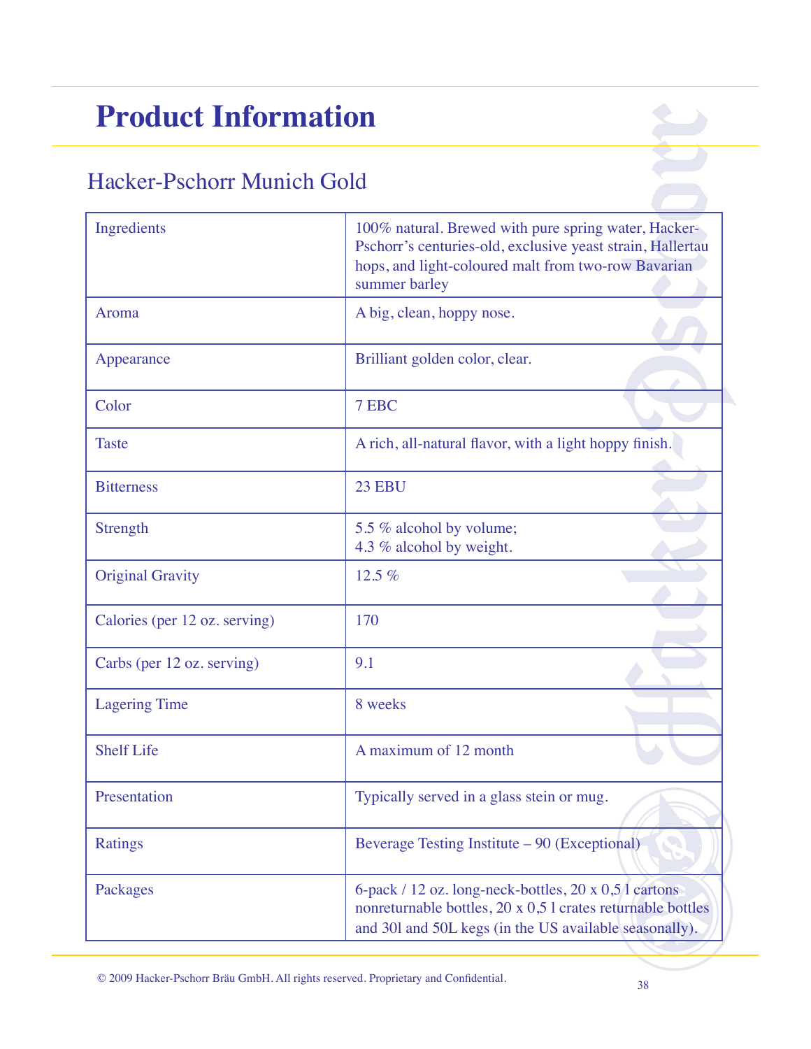# Product Information

## Hacker-Pschorr Munich Gold

| | |
|---|---|
| Ingredients | 100% natural. Brewed with pure spring water, Hacker-Pschorr's centuries-old, exclusive yeast strain, Hallertau hops, and light-coloured malt from two-row Bavarian summer barley |
| Aroma | A big, clean, hoppy nose. |
| Appearance | Brilliant golden color, clear. |
| Color | 7 EBC |
| Taste | A rich, all-natural flavor, with a light hoppy finish. |
| Bitterness | 23 EBU |
| Strength | 5.5 % alcohol by volume;<br>4.3 % alcohol by weight. |
| Original Gravity | 12.5 % |
| Calories (per 12 oz. serving) | 170 |
| Carbs (per 12 oz. serving) | 9.1 |
| Lagering Time | 8 weeks |
| Shelf Life | A maximum of 12 month |
| Presentation | Typically served in a glass stein or mug. |
| Ratings | Beverage Testing Institute – 90 (Exceptional) |
| Packages | 6-pack / 12 oz. long-neck-bottles, 20 x 0,5 l cartons nonreturnable bottles, 20 x 0,5 l crates returnable bottles and 30l and 50L kegs (in the US available seasonally). |

© 2009 Hacker-Pschorr Bräu GmbH. All rights reserved. Proprietary and Confidential.